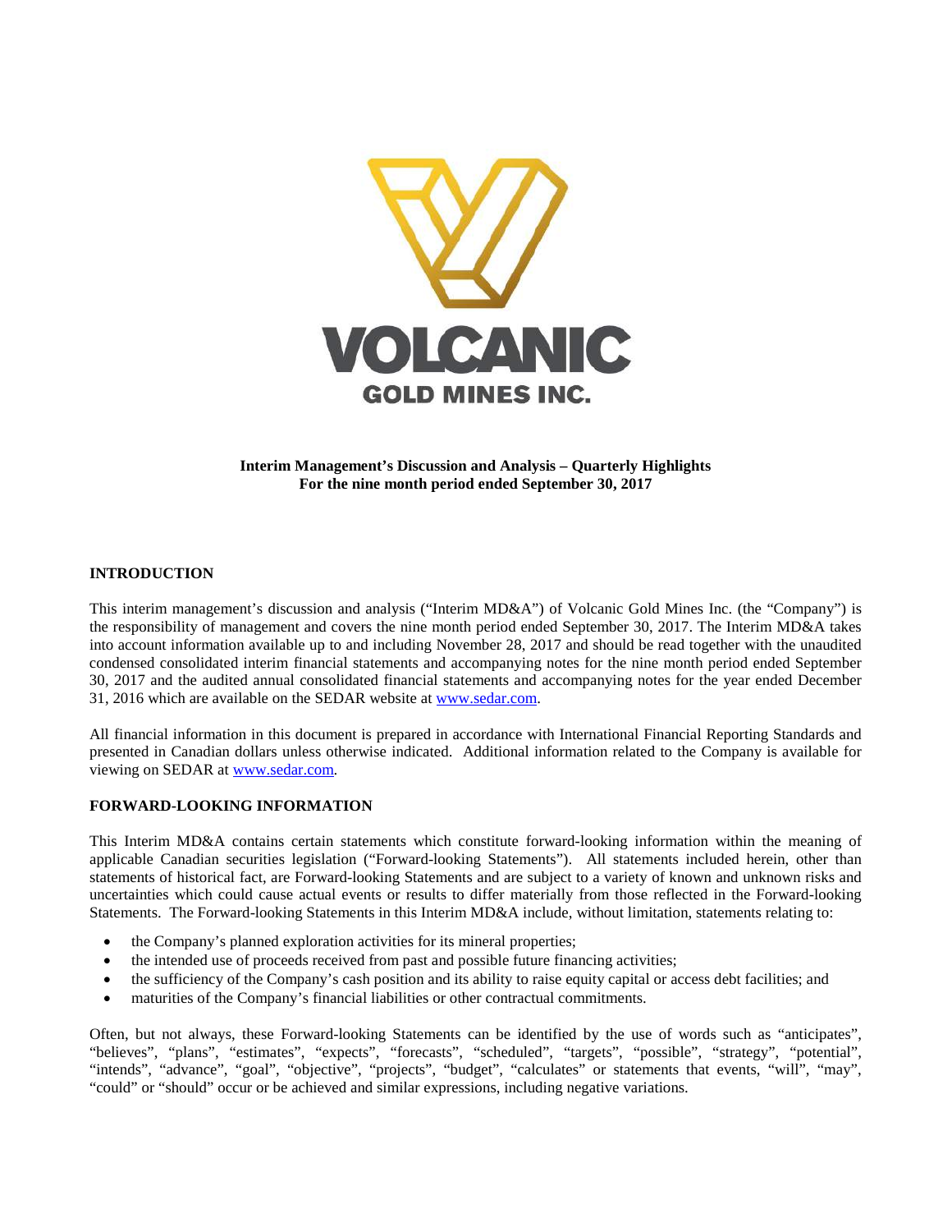VOLCANIC
GOLD MINES INC.

**Interim Management's Discussion and Analysis – Quarterly Highlights**
**For the nine month period ended September 30, 2017**

## INTRODUCTION

This interim management's discussion and analysis ("Interim MD&A") of Volcanic Gold Mines Inc. (the "Company") is the responsibility of management and covers the nine month period ended September 30, 2017. The Interim MD&A takes into account information available up to and including November 28, 2017 and should be read together with the unaudited condensed consolidated interim financial statements and accompanying notes for the nine month period ended September 30, 2017 and the audited annual consolidated financial statements and accompanying notes for the year ended December 31, 2016 which are available on the SEDAR website at www.sedar.com.

All financial information in this document is prepared in accordance with International Financial Reporting Standards and presented in Canadian dollars unless otherwise indicated. Additional information related to the Company is available for viewing on SEDAR at www.sedar.com.

## FORWARD-LOOKING INFORMATION

This Interim MD&A contains certain statements which constitute forward-looking information within the meaning of applicable Canadian securities legislation ("Forward-looking Statements"). All statements included herein, other than statements of historical fact, are Forward-looking Statements and are subject to a variety of known and unknown risks and uncertainties which could cause actual events or results to differ materially from those reflected in the Forward-looking Statements. The Forward-looking Statements in this Interim MD&A include, without limitation, statements relating to:

- the Company's planned exploration activities for its mineral properties;
- the intended use of proceeds received from past and possible future financing activities;
- the sufficiency of the Company's cash position and its ability to raise equity capital or access debt facilities; and
- maturities of the Company's financial liabilities or other contractual commitments.

Often, but not always, these Forward-looking Statements can be identified by the use of words such as "anticipates", "believes", "plans", "estimates", "expects", "forecasts", "scheduled", "targets", "possible", "strategy", "potential", "intends", "advance", "goal", "objective", "projects", "budget", "calculates" or statements that events, "will", "may", "could" or "should" occur or be achieved and similar expressions, including negative variations.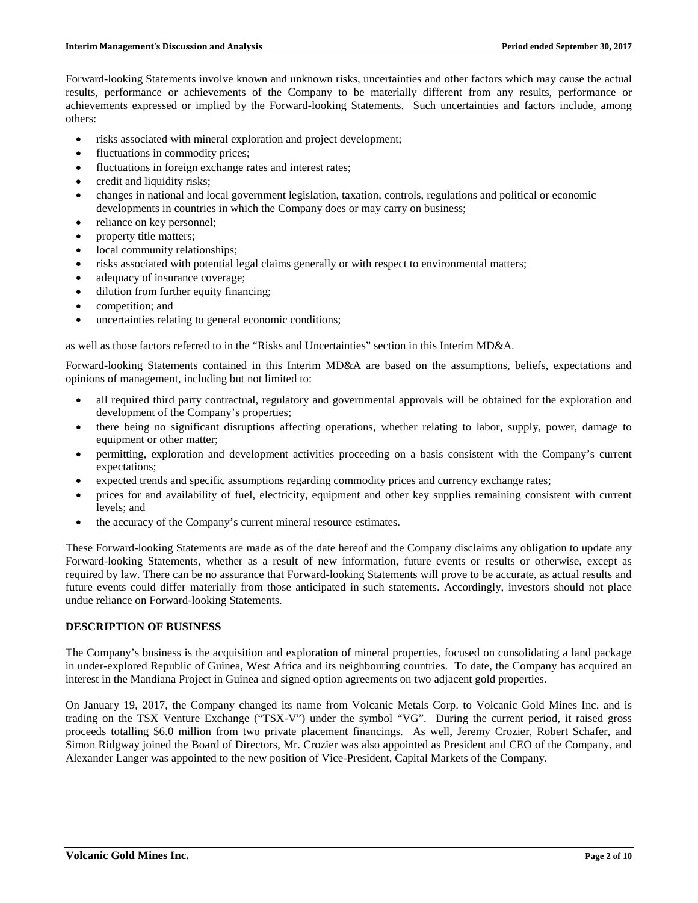Forward-looking Statements involve known and unknown risks, uncertainties and other factors which may cause the actual results, performance or achievements of the Company to be materially different from any results, performance or achievements expressed or implied by the Forward-looking Statements. Such uncertainties and factors include, among others:

- risks associated with mineral exploration and project development;
- fluctuations in commodity prices;
- fluctuations in foreign exchange rates and interest rates;
- credit and liquidity risks;
- changes in national and local government legislation, taxation, controls, regulations and political or economic developments in countries in which the Company does or may carry on business;
- reliance on key personnel;
- property title matters;
- local community relationships;
- risks associated with potential legal claims generally or with respect to environmental matters;
- adequacy of insurance coverage;
- dilution from further equity financing;
- competition; and
- uncertainties relating to general economic conditions;

as well as those factors referred to in the "Risks and Uncertainties" section in this Interim MD&A.

Forward-looking Statements contained in this Interim MD&A are based on the assumptions, beliefs, expectations and opinions of management, including but not limited to:

- all required third party contractual, regulatory and governmental approvals will be obtained for the exploration and development of the Company's properties;
- there being no significant disruptions affecting operations, whether relating to labor, supply, power, damage to equipment or other matter;
- permitting, exploration and development activities proceeding on a basis consistent with the Company's current expectations;
- expected trends and specific assumptions regarding commodity prices and currency exchange rates;
- prices for and availability of fuel, electricity, equipment and other key supplies remaining consistent with current levels; and
- the accuracy of the Company's current mineral resource estimates.

These Forward-looking Statements are made as of the date hereof and the Company disclaims any obligation to update any Forward-looking Statements, whether as a result of new information, future events or results or otherwise, except as required by law. There can be no assurance that Forward-looking Statements will prove to be accurate, as actual results and future events could differ materially from those anticipated in such statements. Accordingly, investors should not place undue reliance on Forward-looking Statements.

## DESCRIPTION OF BUSINESS

The Company's business is the acquisition and exploration of mineral properties, focused on consolidating a land package in under-explored Republic of Guinea, West Africa and its neighbouring countries. To date, the Company has acquired an interest in the Mandiana Project in Guinea and signed option agreements on two adjacent gold properties.

On January 19, 2017, the Company changed its name from Volcanic Metals Corp. to Volcanic Gold Mines Inc. and is trading on the TSX Venture Exchange ("TSX-V") under the symbol "VG". During the current period, it raised gross proceeds totalling $6.0 million from two private placement financings. As well, Jeremy Crozier, Robert Schafer, and Simon Ridgway joined the Board of Directors, Mr. Crozier was also appointed as President and CEO of the Company, and Alexander Langer was appointed to the new position of Vice-President, Capital Markets of the Company.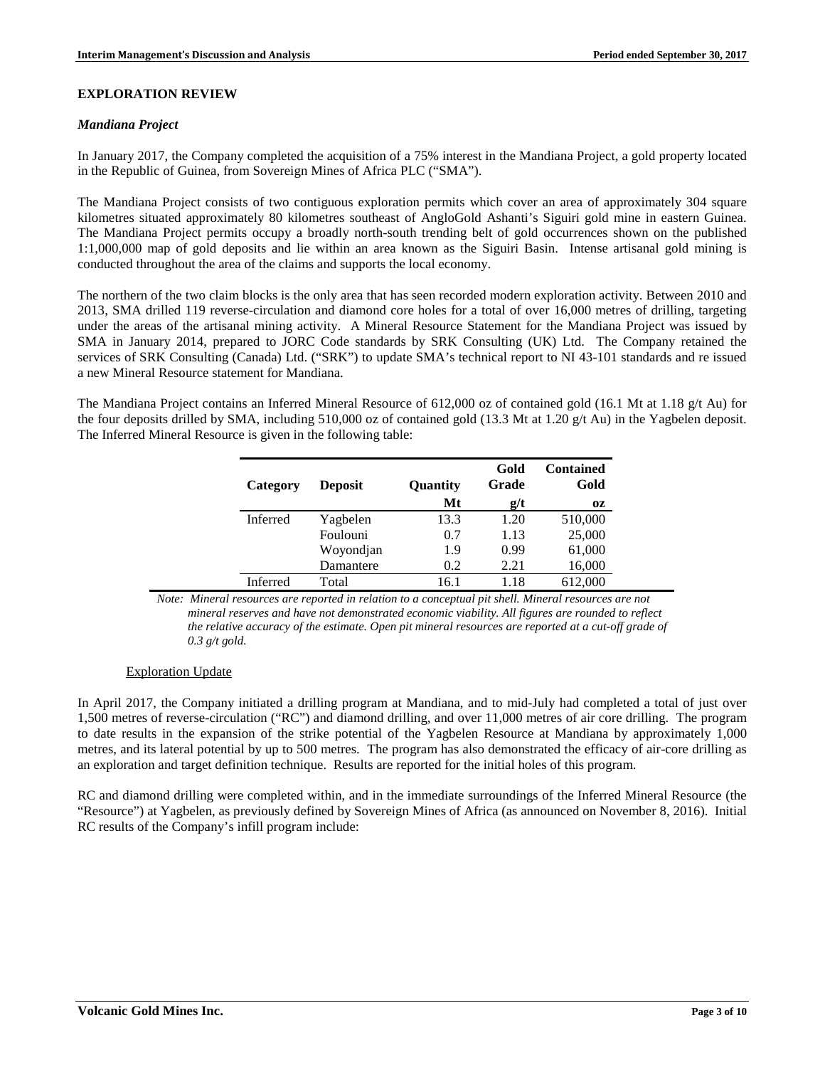## EXPLORATION REVIEW

### *Mandiana Project*

In January 2017, the Company completed the acquisition of a 75% interest in the Mandiana Project, a gold property located in the Republic of Guinea, from Sovereign Mines of Africa PLC ("SMA").

The Mandiana Project consists of two contiguous exploration permits which cover an area of approximately 304 square kilometres situated approximately 80 kilometres southeast of AngloGold Ashanti's Siguiri gold mine in eastern Guinea. The Mandiana Project permits occupy a broadly north-south trending belt of gold occurrences shown on the published 1:1,000,000 map of gold deposits and lie within an area known as the Siguiri Basin. Intense artisanal gold mining is conducted throughout the area of the claims and supports the local economy.

The northern of the two claim blocks is the only area that has seen recorded modern exploration activity. Between 2010 and 2013, SMA drilled 119 reverse-circulation and diamond core holes for a total of over 16,000 metres of drilling, targeting under the areas of the artisanal mining activity. A Mineral Resource Statement for the Mandiana Project was issued by SMA in January 2014, prepared to JORC Code standards by SRK Consulting (UK) Ltd. The Company retained the services of SRK Consulting (Canada) Ltd. ("SRK") to update SMA's technical report to NI 43-101 standards and re issued a new Mineral Resource statement for Mandiana.

The Mandiana Project contains an Inferred Mineral Resource of 612,000 oz of contained gold (16.1 Mt at 1.18 g/t Au) for the four deposits drilled by SMA, including 510,000 oz of contained gold (13.3 Mt at 1.20 g/t Au) in the Yagbelen deposit. The Inferred Mineral Resource is given in the following table:

| Category | Deposit | Quantity | Gold Grade | Contained Gold |
|---|---|---|---|---|
| | | Mt | g/t | oz |
| Inferred | Yagbelen | 13.3 | 1.20 | 510,000 |
| | Foulouni | 0.7 | 1.13 | 25,000 |
| | Woyondjan | 1.9 | 0.99 | 61,000 |
| | Damantere | 0.2 | 2.21 | 16,000 |
| Inferred | Total | 16.1 | 1.18 | 612,000 |

*Note: Mineral resources are reported in relation to a conceptual pit shell. Mineral resources are not mineral reserves and have not demonstrated economic viability. All figures are rounded to reflect the relative accuracy of the estimate. Open pit mineral resources are reported at a cut-off grade of 0.3 g/t gold.*

#### Exploration Update

In April 2017, the Company initiated a drilling program at Mandiana, and to mid-July had completed a total of just over 1,500 metres of reverse-circulation ("RC") and diamond drilling, and over 11,000 metres of air core drilling. The program to date results in the expansion of the strike potential of the Yagbelen Resource at Mandiana by approximately 1,000 metres, and its lateral potential by up to 500 metres. The program has also demonstrated the efficacy of air-core drilling as an exploration and target definition technique. Results are reported for the initial holes of this program.

RC and diamond drilling were completed within, and in the immediate surroundings of the Inferred Mineral Resource (the "Resource") at Yagbelen, as previously defined by Sovereign Mines of Africa (as announced on November 8, 2016). Initial RC results of the Company's infill program include: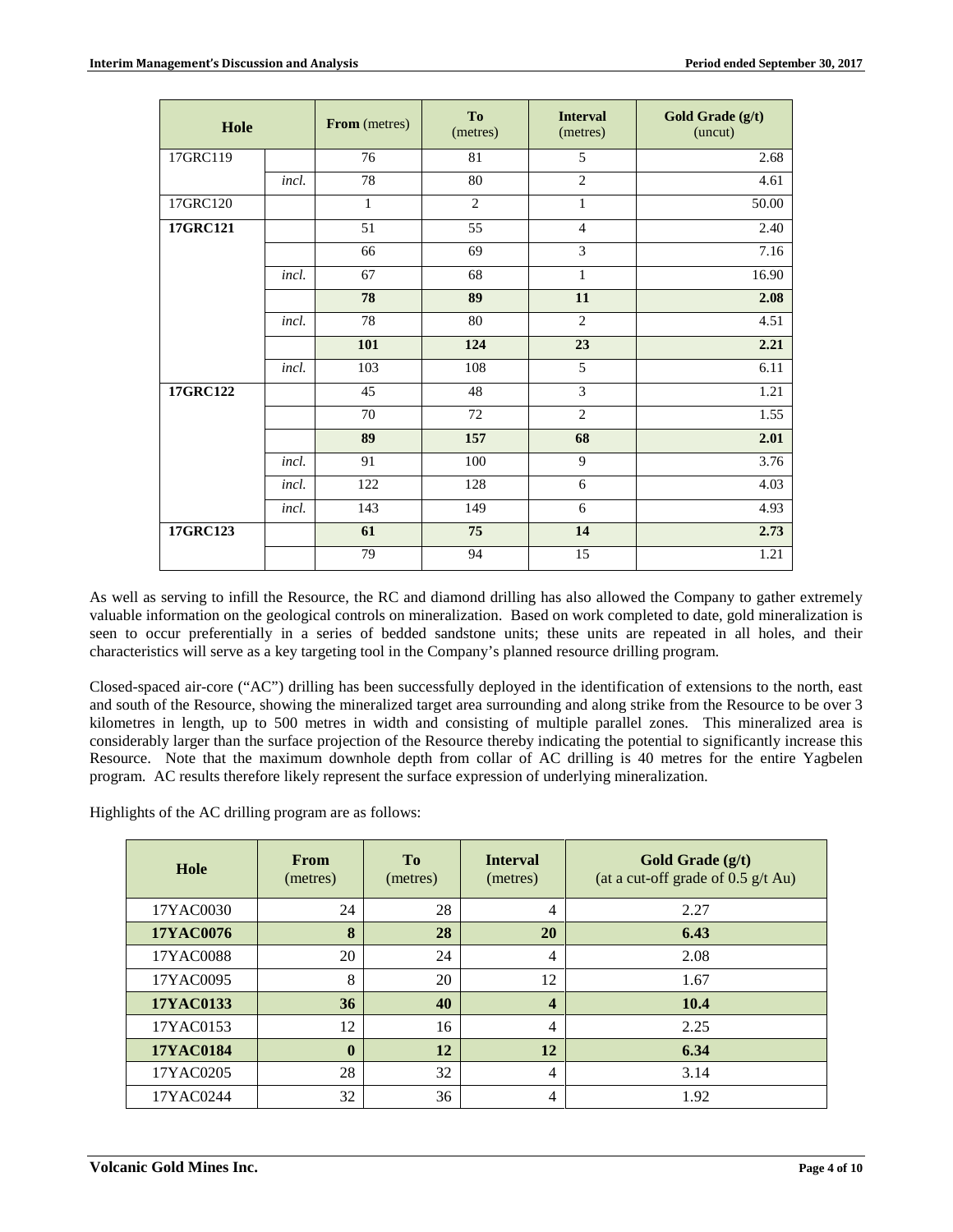| Hole | | From (metres) | To (metres) | Interval (metres) | Gold Grade (g/t) (uncut) |
|---|---|---|---|---|---|
| 17GRC119 | | 76 | 81 | 5 | 2.68 |
| | *incl.* | 78 | 80 | 2 | 4.61 |
| 17GRC120 | | 1 | 2 | 1 | 50.00 |
| **17GRC121** | | 51 | 55 | 4 | 2.40 |
| | | 66 | 69 | 3 | 7.16 |
| | *incl.* | 67 | 68 | 1 | 16.90 |
| | | **78** | **89** | **11** | **2.08** |
| | *incl.* | 78 | 80 | 2 | 4.51 |
| | | **101** | **124** | **23** | **2.21** |
| | *incl.* | 103 | 108 | 5 | 6.11 |
| **17GRC122** | | 45 | 48 | 3 | 1.21 |
| | | 70 | 72 | 2 | 1.55 |
| | | **89** | **157** | **68** | **2.01** |
| | *incl.* | 91 | 100 | 9 | 3.76 |
| | *incl.* | 122 | 128 | 6 | 4.03 |
| | *incl.* | 143 | 149 | 6 | 4.93 |
| **17GRC123** | | **61** | **75** | **14** | **2.73** |
| | | 79 | 94 | 15 | 1.21 |

As well as serving to infill the Resource, the RC and diamond drilling has also allowed the Company to gather extremely valuable information on the geological controls on mineralization. Based on work completed to date, gold mineralization is seen to occur preferentially in a series of bedded sandstone units; these units are repeated in all holes, and their characteristics will serve as a key targeting tool in the Company's planned resource drilling program.

Closed-spaced air-core ("AC") drilling has been successfully deployed in the identification of extensions to the north, east and south of the Resource, showing the mineralized target area surrounding and along strike from the Resource to be over 3 kilometres in length, up to 500 metres in width and consisting of multiple parallel zones. This mineralized area is considerably larger than the surface projection of the Resource thereby indicating the potential to significantly increase this Resource. Note that the maximum downhole depth from collar of AC drilling is 40 metres for the entire Yagbelen program. AC results therefore likely represent the surface expression of underlying mineralization.

Highlights of the AC drilling program are as follows:

| Hole | From (metres) | To (metres) | Interval (metres) | Gold Grade (g/t) (at a cut-off grade of 0.5 g/t Au) |
|---|---|---|---|---|
| 17YAC0030 | 24 | 28 | 4 | 2.27 |
| **17YAC0076** | **8** | **28** | **20** | **6.43** |
| 17YAC0088 | 20 | 24 | 4 | 2.08 |
| 17YAC0095 | 8 | 20 | 12 | 1.67 |
| **17YAC0133** | **36** | **40** | **4** | **10.4** |
| 17YAC0153 | 12 | 16 | 4 | 2.25 |
| **17YAC0184** | **0** | **12** | **12** | **6.34** |
| 17YAC0205 | 28 | 32 | 4 | 3.14 |
| 17YAC0244 | 32 | 36 | 4 | 1.92 |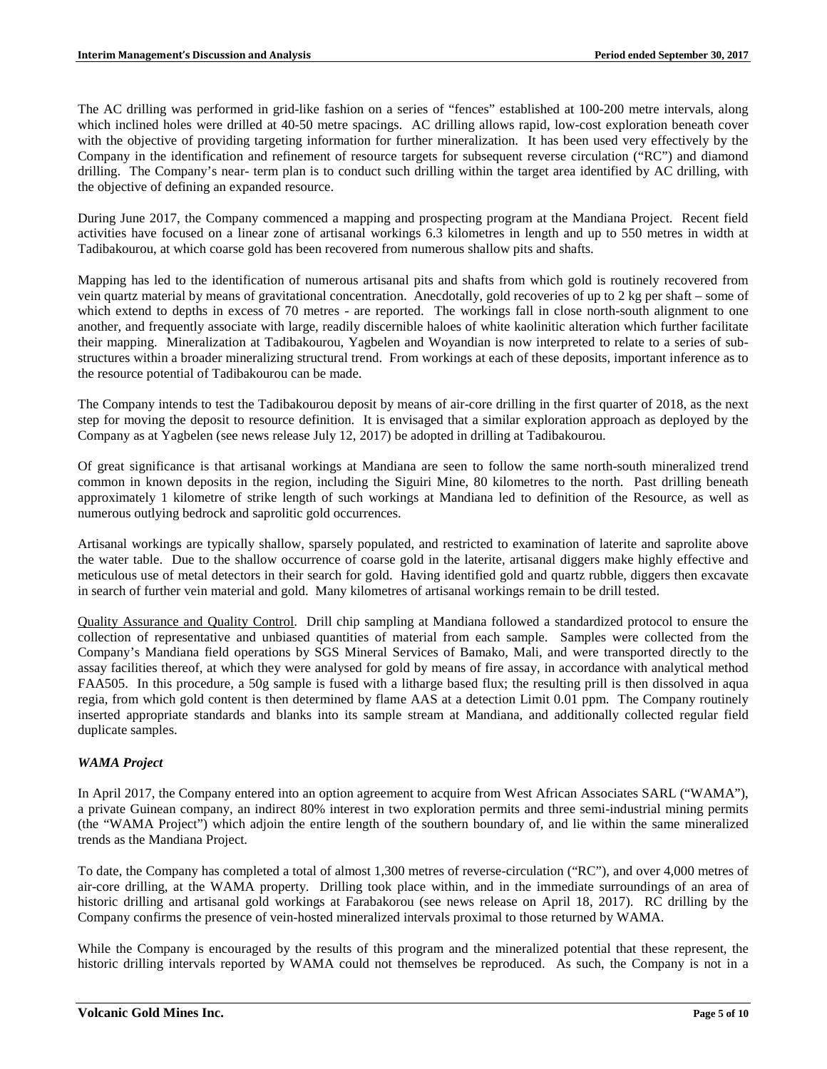The AC drilling was performed in grid-like fashion on a series of "fences" established at 100-200 metre intervals, along which inclined holes were drilled at 40-50 metre spacings. AC drilling allows rapid, low-cost exploration beneath cover with the objective of providing targeting information for further mineralization. It has been used very effectively by the Company in the identification and refinement of resource targets for subsequent reverse circulation ("RC") and diamond drilling. The Company's near- term plan is to conduct such drilling within the target area identified by AC drilling, with the objective of defining an expanded resource.

During June 2017, the Company commenced a mapping and prospecting program at the Mandiana Project. Recent field activities have focused on a linear zone of artisanal workings 6.3 kilometres in length and up to 550 metres in width at Tadibakourou, at which coarse gold has been recovered from numerous shallow pits and shafts.

Mapping has led to the identification of numerous artisanal pits and shafts from which gold is routinely recovered from vein quartz material by means of gravitational concentration. Anecdotally, gold recoveries of up to 2 kg per shaft – some of which extend to depths in excess of 70 metres - are reported. The workings fall in close north-south alignment to one another, and frequently associate with large, readily discernible haloes of white kaolinitic alteration which further facilitate their mapping. Mineralization at Tadibakourou, Yagbelen and Woyandian is now interpreted to relate to a series of sub-structures within a broader mineralizing structural trend. From workings at each of these deposits, important inference as to the resource potential of Tadibakourou can be made.

The Company intends to test the Tadibakourou deposit by means of air-core drilling in the first quarter of 2018, as the next step for moving the deposit to resource definition. It is envisaged that a similar exploration approach as deployed by the Company as at Yagbelen (see news release July 12, 2017) be adopted in drilling at Tadibakourou.

Of great significance is that artisanal workings at Mandiana are seen to follow the same north-south mineralized trend common in known deposits in the region, including the Siguiri Mine, 80 kilometres to the north. Past drilling beneath approximately 1 kilometre of strike length of such workings at Mandiana led to definition of the Resource, as well as numerous outlying bedrock and saprolitic gold occurrences.

Artisanal workings are typically shallow, sparsely populated, and restricted to examination of laterite and saprolite above the water table. Due to the shallow occurrence of coarse gold in the laterite, artisanal diggers make highly effective and meticulous use of metal detectors in their search for gold. Having identified gold and quartz rubble, diggers then excavate in search of further vein material and gold. Many kilometres of artisanal workings remain to be drill tested.

Quality Assurance and Quality Control. Drill chip sampling at Mandiana followed a standardized protocol to ensure the collection of representative and unbiased quantities of material from each sample. Samples were collected from the Company's Mandiana field operations by SGS Mineral Services of Bamako, Mali, and were transported directly to the assay facilities thereof, at which they were analysed for gold by means of fire assay, in accordance with analytical method FAA505. In this procedure, a 50g sample is fused with a litharge based flux; the resulting prill is then dissolved in aqua regia, from which gold content is then determined by flame AAS at a detection Limit 0.01 ppm. The Company routinely inserted appropriate standards and blanks into its sample stream at Mandiana, and additionally collected regular field duplicate samples.

### *WAMA Project*

In April 2017, the Company entered into an option agreement to acquire from West African Associates SARL ("WAMA"), a private Guinean company, an indirect 80% interest in two exploration permits and three semi-industrial mining permits (the "WAMA Project") which adjoin the entire length of the southern boundary of, and lie within the same mineralized trends as the Mandiana Project.

To date, the Company has completed a total of almost 1,300 metres of reverse-circulation ("RC"), and over 4,000 metres of air-core drilling, at the WAMA property. Drilling took place within, and in the immediate surroundings of an area of historic drilling and artisanal gold workings at Farabakorou (see news release on April 18, 2017). RC drilling by the Company confirms the presence of vein-hosted mineralized intervals proximal to those returned by WAMA.

While the Company is encouraged by the results of this program and the mineralized potential that these represent, the historic drilling intervals reported by WAMA could not themselves be reproduced. As such, the Company is not in a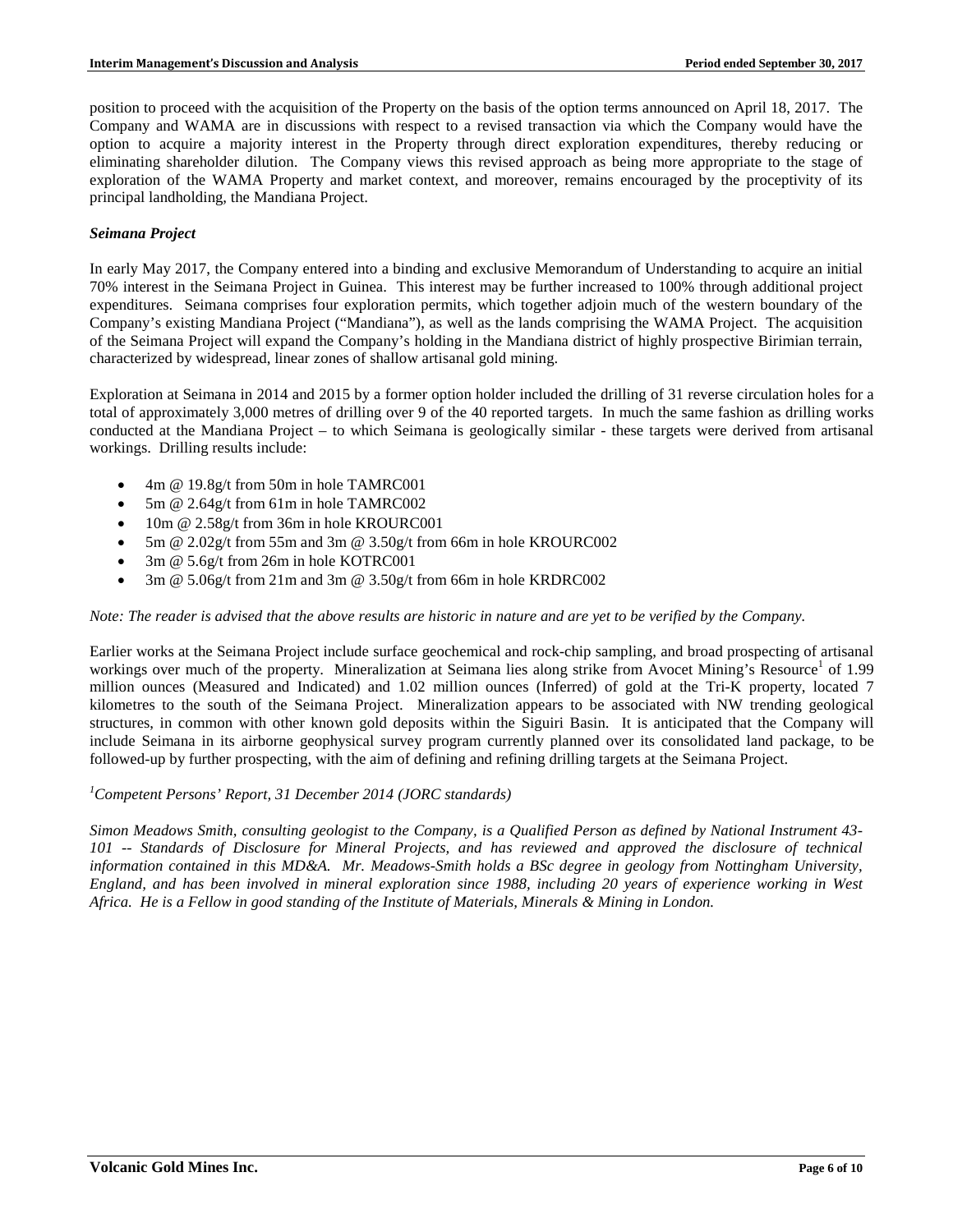position to proceed with the acquisition of the Property on the basis of the option terms announced on April 18, 2017. The Company and WAMA are in discussions with respect to a revised transaction via which the Company would have the option to acquire a majority interest in the Property through direct exploration expenditures, thereby reducing or eliminating shareholder dilution. The Company views this revised approach as being more appropriate to the stage of exploration of the WAMA Property and market context, and moreover, remains encouraged by the proceptivity of its principal landholding, the Mandiana Project.

***Seimana Project***

In early May 2017, the Company entered into a binding and exclusive Memorandum of Understanding to acquire an initial 70% interest in the Seimana Project in Guinea. This interest may be further increased to 100% through additional project expenditures. Seimana comprises four exploration permits, which together adjoin much of the western boundary of the Company's existing Mandiana Project ("Mandiana"), as well as the lands comprising the WAMA Project. The acquisition of the Seimana Project will expand the Company's holding in the Mandiana district of highly prospective Birimian terrain, characterized by widespread, linear zones of shallow artisanal gold mining.

Exploration at Seimana in 2014 and 2015 by a former option holder included the drilling of 31 reverse circulation holes for a total of approximately 3,000 metres of drilling over 9 of the 40 reported targets. In much the same fashion as drilling works conducted at the Mandiana Project – to which Seimana is geologically similar - these targets were derived from artisanal workings. Drilling results include:

- 4m @ 19.8g/t from 50m in hole TAMRC001
- 5m @ 2.64g/t from 61m in hole TAMRC002
- 10m @ 2.58g/t from 36m in hole KROURC001
- 5m @ 2.02g/t from 55m and 3m @ 3.50g/t from 66m in hole KROURC002
- 3m @ 5.6g/t from 26m in hole KOTRC001
- 3m @ 5.06g/t from 21m and 3m @ 3.50g/t from 66m in hole KRDRC002

*Note: The reader is advised that the above results are historic in nature and are yet to be verified by the Company.*

Earlier works at the Seimana Project include surface geochemical and rock-chip sampling, and broad prospecting of artisanal workings over much of the property. Mineralization at Seimana lies along strike from Avocet Mining's Resource[1] of 1.99 million ounces (Measured and Indicated) and 1.02 million ounces (Inferred) of gold at the Tri-K property, located 7 kilometres to the south of the Seimana Project. Mineralization appears to be associated with NW trending geological structures, in common with other known gold deposits within the Siguiri Basin. It is anticipated that the Company will include Seimana in its airborne geophysical survey program currently planned over its consolidated land package, to be followed-up by further prospecting, with the aim of defining and refining drilling targets at the Seimana Project.

*[1]Competent Persons' Report, 31 December 2014 (JORC standards)*

*Simon Meadows Smith, consulting geologist to the Company, is a Qualified Person as defined by National Instrument 43-101 -- Standards of Disclosure for Mineral Projects, and has reviewed and approved the disclosure of technical information contained in this MD&A. Mr. Meadows-Smith holds a BSc degree in geology from Nottingham University, England, and has been involved in mineral exploration since 1988, including 20 years of experience working in West Africa. He is a Fellow in good standing of the Institute of Materials, Minerals & Mining in London.*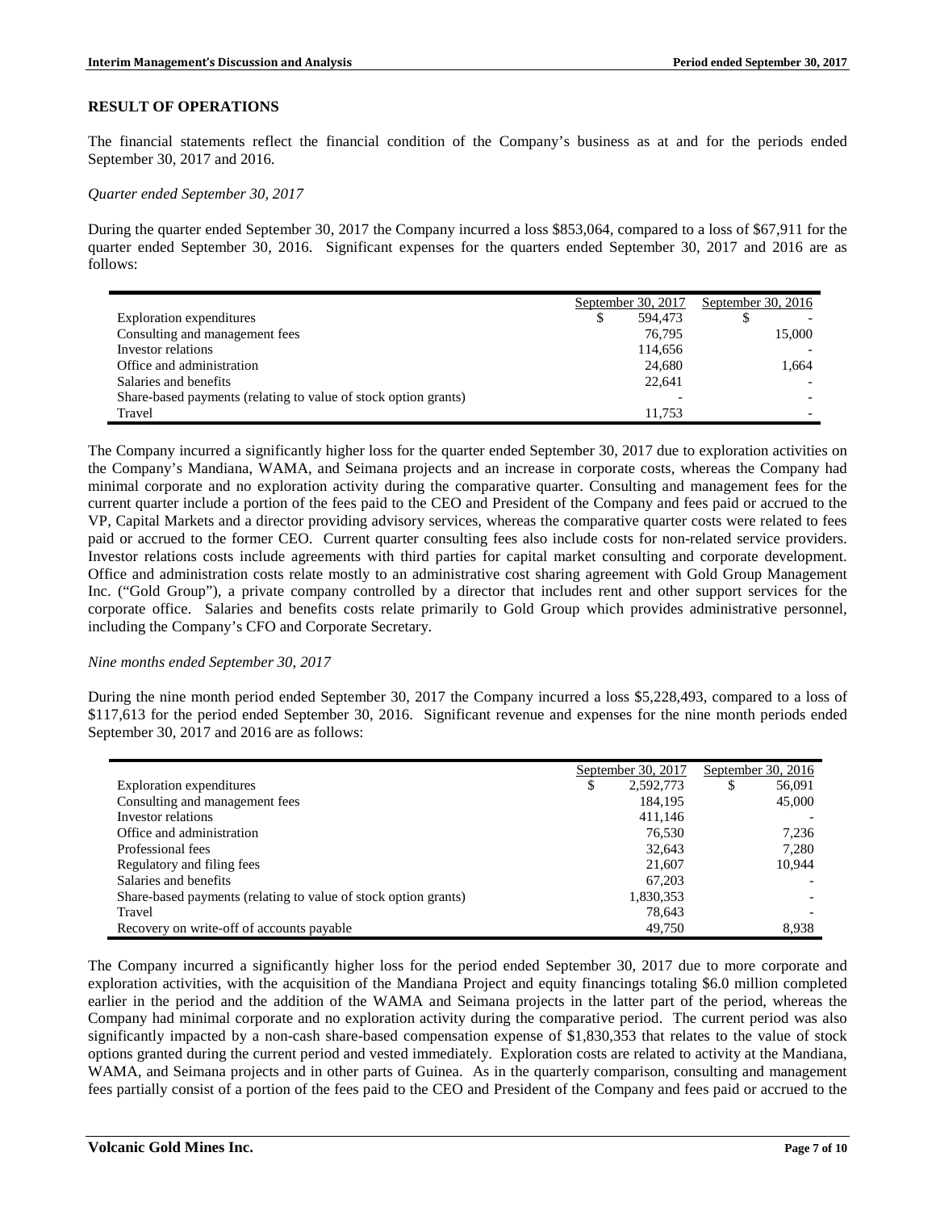## RESULT OF OPERATIONS

The financial statements reflect the financial condition of the Company's business as at and for the periods ended September 30, 2017 and 2016.

*Quarter ended September 30, 2017*

During the quarter ended September 30, 2017 the Company incurred a loss $853,064, compared to a loss of $67,911 for the quarter ended September 30, 2016. Significant expenses for the quarters ended September 30, 2017 and 2016 are as follows:

| | September 30, 2017 | September 30, 2016 |
|---|---|---|
| Exploration expenditures | $ 594,473 | $ - |
| Consulting and management fees | 76,795 | 15,000 |
| Investor relations | 114,656 | - |
| Office and administration | 24,680 | 1,664 |
| Salaries and benefits | 22,641 | - |
| Share-based payments (relating to value of stock option grants) | - | - |
| Travel | 11,753 | - |

The Company incurred a significantly higher loss for the quarter ended September 30, 2017 due to exploration activities on the Company's Mandiana, WAMA, and Seimana projects and an increase in corporate costs, whereas the Company had minimal corporate and no exploration activity during the comparative quarter. Consulting and management fees for the current quarter include a portion of the fees paid to the CEO and President of the Company and fees paid or accrued to the VP, Capital Markets and a director providing advisory services, whereas the comparative quarter costs were related to fees paid or accrued to the former CEO. Current quarter consulting fees also include costs for non-related service providers. Investor relations costs include agreements with third parties for capital market consulting and corporate development. Office and administration costs relate mostly to an administrative cost sharing agreement with Gold Group Management Inc. ("Gold Group"), a private company controlled by a director that includes rent and other support services for the corporate office. Salaries and benefits costs relate primarily to Gold Group which provides administrative personnel, including the Company's CFO and Corporate Secretary.

*Nine months ended September 30, 2017*

During the nine month period ended September 30, 2017 the Company incurred a loss $5,228,493, compared to a loss of $117,613 for the period ended September 30, 2016. Significant revenue and expenses for the nine month periods ended September 30, 2017 and 2016 are as follows:

| | September 30, 2017 | September 30, 2016 |
|---|---|---|
| Exploration expenditures | $ 2,592,773 | $ 56,091 |
| Consulting and management fees | 184,195 | 45,000 |
| Investor relations | 411,146 | - |
| Office and administration | 76,530 | 7,236 |
| Professional fees | 32,643 | 7,280 |
| Regulatory and filing fees | 21,607 | 10,944 |
| Salaries and benefits | 67,203 | - |
| Share-based payments (relating to value of stock option grants) | 1,830,353 | - |
| Travel | 78,643 | - |
| Recovery on write-off of accounts payable | 49,750 | 8,938 |

The Company incurred a significantly higher loss for the period ended September 30, 2017 due to more corporate and exploration activities, with the acquisition of the Mandiana Project and equity financings totaling $6.0 million completed earlier in the period and the addition of the WAMA and Seimana projects in the latter part of the period, whereas the Company had minimal corporate and no exploration activity during the comparative period. The current period was also significantly impacted by a non-cash share-based compensation expense of $1,830,353 that relates to the value of stock options granted during the current period and vested immediately. Exploration costs are related to activity at the Mandiana, WAMA, and Seimana projects and in other parts of Guinea. As in the quarterly comparison, consulting and management fees partially consist of a portion of the fees paid to the CEO and President of the Company and fees paid or accrued to the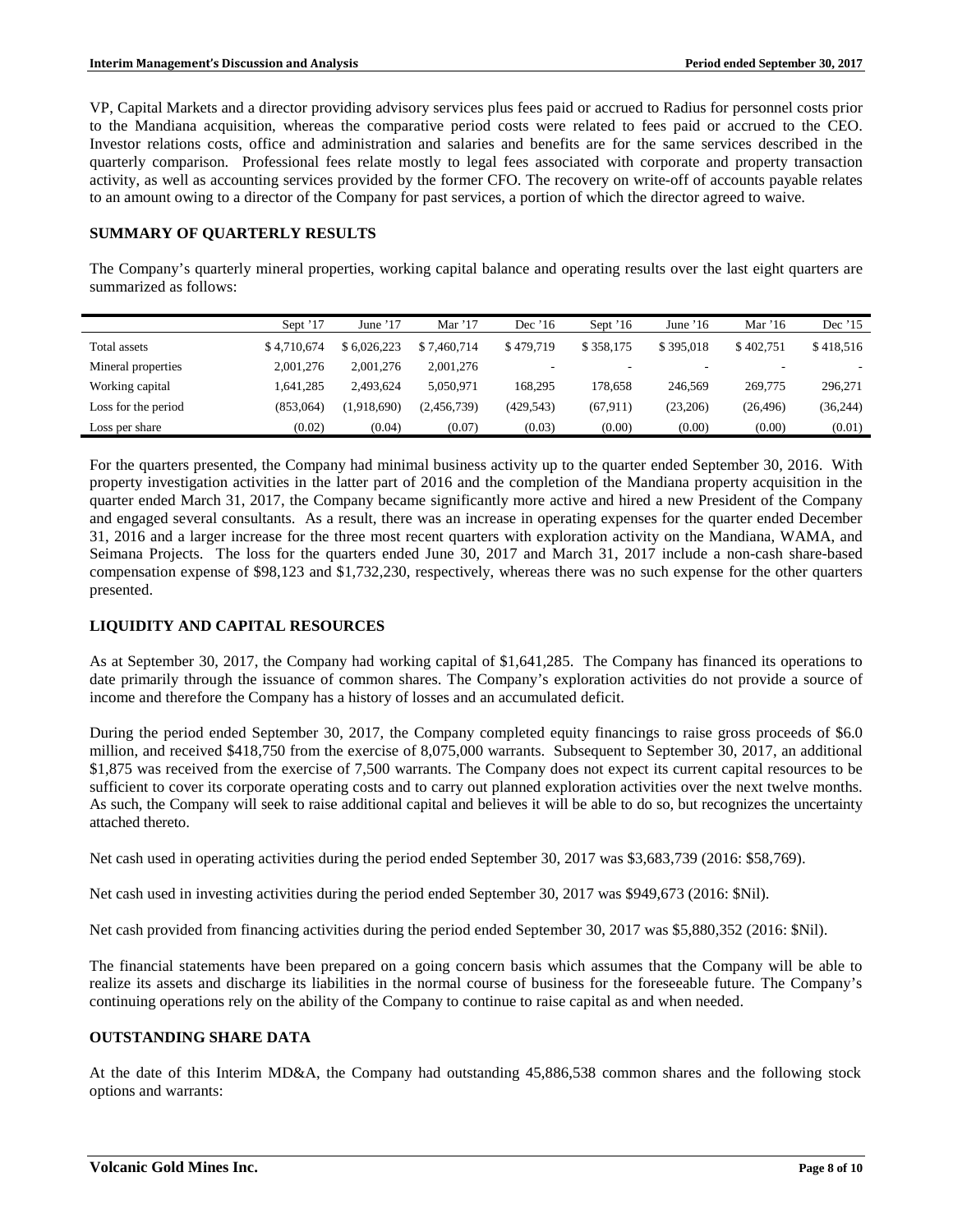VP, Capital Markets and a director providing advisory services plus fees paid or accrued to Radius for personnel costs prior to the Mandiana acquisition, whereas the comparative period costs were related to fees paid or accrued to the CEO. Investor relations costs, office and administration and salaries and benefits are for the same services described in the quarterly comparison. Professional fees relate mostly to legal fees associated with corporate and property transaction activity, as well as accounting services provided by the former CFO. The recovery on write-off of accounts payable relates to an amount owing to a director of the Company for past services, a portion of which the director agreed to waive.

## SUMMARY OF QUARTERLY RESULTS

The Company's quarterly mineral properties, working capital balance and operating results over the last eight quarters are summarized as follows:

| | Sept '17 | June '17 | Mar '17 | Dec '16 | Sept '16 | June '16 | Mar '16 | Dec '15 |
|---|---|---|---|---|---|---|---|---|
| Total assets | $ 4,710,674 | $ 6,026,223 | $ 7,460,714 | $ 479,719 | $ 358,175 | $ 395,018 | $ 402,751 | $ 418,516 |
| Mineral properties | 2,001,276 | 2,001,276 | 2,001,276 | - | - | - | - | - |
| Working capital | 1,641,285 | 2,493,624 | 5,050,971 | 168,295 | 178,658 | 246,569 | 269,775 | 296,271 |
| Loss for the period | (853,064) | (1,918,690) | (2,456,739) | (429,543) | (67,911) | (23,206) | (26,496) | (36,244) |
| Loss per share | (0.02) | (0.04) | (0.07) | (0.03) | (0.00) | (0.00) | (0.00) | (0.01) |

For the quarters presented, the Company had minimal business activity up to the quarter ended September 30, 2016. With property investigation activities in the latter part of 2016 and the completion of the Mandiana property acquisition in the quarter ended March 31, 2017, the Company became significantly more active and hired a new President of the Company and engaged several consultants. As a result, there was an increase in operating expenses for the quarter ended December 31, 2016 and a larger increase for the three most recent quarters with exploration activity on the Mandiana, WAMA, and Seimana Projects. The loss for the quarters ended June 30, 2017 and March 31, 2017 include a non-cash share-based compensation expense of $98,123 and $1,732,230, respectively, whereas there was no such expense for the other quarters presented.

## LIQUIDITY AND CAPITAL RESOURCES

As at September 30, 2017, the Company had working capital of $1,641,285. The Company has financed its operations to date primarily through the issuance of common shares. The Company's exploration activities do not provide a source of income and therefore the Company has a history of losses and an accumulated deficit.

During the period ended September 30, 2017, the Company completed equity financings to raise gross proceeds of $6.0 million, and received $418,750 from the exercise of 8,075,000 warrants. Subsequent to September 30, 2017, an additional $1,875 was received from the exercise of 7,500 warrants. The Company does not expect its current capital resources to be sufficient to cover its corporate operating costs and to carry out planned exploration activities over the next twelve months. As such, the Company will seek to raise additional capital and believes it will be able to do so, but recognizes the uncertainty attached thereto.

Net cash used in operating activities during the period ended September 30, 2017 was $3,683,739 (2016: $58,769).

Net cash used in investing activities during the period ended September 30, 2017 was $949,673 (2016: $Nil).

Net cash provided from financing activities during the period ended September 30, 2017 was $5,880,352 (2016: $Nil).

The financial statements have been prepared on a going concern basis which assumes that the Company will be able to realize its assets and discharge its liabilities in the normal course of business for the foreseeable future. The Company's continuing operations rely on the ability of the Company to continue to raise capital as and when needed.

## OUTSTANDING SHARE DATA

At the date of this Interim MD&A, the Company had outstanding 45,886,538 common shares and the following stock options and warrants: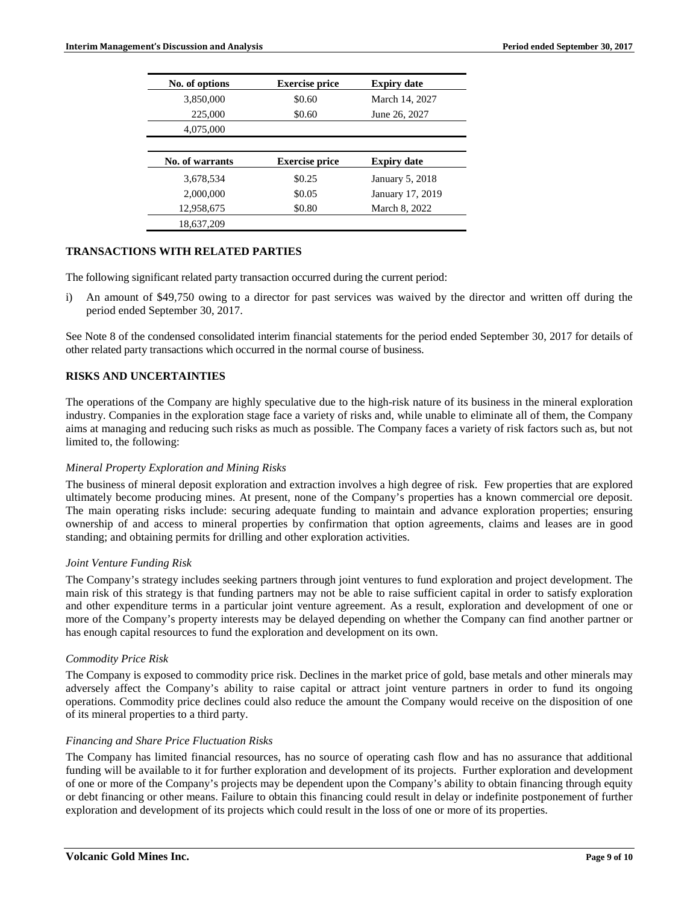| No. of options | Exercise price | Expiry date |
|---|---|---|
| 3,850,000 | $0.60 | March 14, 2027 |
| 225,000 | $0.60 | June 26, 2027 |
| 4,075,000 | | |

| No. of warrants | Exercise price | Expiry date |
|---|---|---|
| 3,678,534 | $0.25 | January 5, 2018 |
| 2,000,000 | $0.05 | January 17, 2019 |
| 12,958,675 | $0.80 | March 8, 2022 |
| 18,637,209 | | |

## TRANSACTIONS WITH RELATED PARTIES

The following significant related party transaction occurred during the current period:

i) An amount of $49,750 owing to a director for past services was waived by the director and written off during the period ended September 30, 2017.

See Note 8 of the condensed consolidated interim financial statements for the period ended September 30, 2017 for details of other related party transactions which occurred in the normal course of business.

## RISKS AND UNCERTAINTIES

The operations of the Company are highly speculative due to the high-risk nature of its business in the mineral exploration industry. Companies in the exploration stage face a variety of risks and, while unable to eliminate all of them, the Company aims at managing and reducing such risks as much as possible. The Company faces a variety of risk factors such as, but not limited to, the following:

*Mineral Property Exploration and Mining Risks*

The business of mineral deposit exploration and extraction involves a high degree of risk. Few properties that are explored ultimately become producing mines. At present, none of the Company's properties has a known commercial ore deposit. The main operating risks include: securing adequate funding to maintain and advance exploration properties; ensuring ownership of and access to mineral properties by confirmation that option agreements, claims and leases are in good standing; and obtaining permits for drilling and other exploration activities.

*Joint Venture Funding Risk*

The Company's strategy includes seeking partners through joint ventures to fund exploration and project development. The main risk of this strategy is that funding partners may not be able to raise sufficient capital in order to satisfy exploration and other expenditure terms in a particular joint venture agreement. As a result, exploration and development of one or more of the Company's property interests may be delayed depending on whether the Company can find another partner or has enough capital resources to fund the exploration and development on its own.

*Commodity Price Risk*

The Company is exposed to commodity price risk. Declines in the market price of gold, base metals and other minerals may adversely affect the Company's ability to raise capital or attract joint venture partners in order to fund its ongoing operations. Commodity price declines could also reduce the amount the Company would receive on the disposition of one of its mineral properties to a third party.

*Financing and Share Price Fluctuation Risks*

The Company has limited financial resources, has no source of operating cash flow and has no assurance that additional funding will be available to it for further exploration and development of its projects. Further exploration and development of one or more of the Company's projects may be dependent upon the Company's ability to obtain financing through equity or debt financing or other means. Failure to obtain this financing could result in delay or indefinite postponement of further exploration and development of its projects which could result in the loss of one or more of its properties.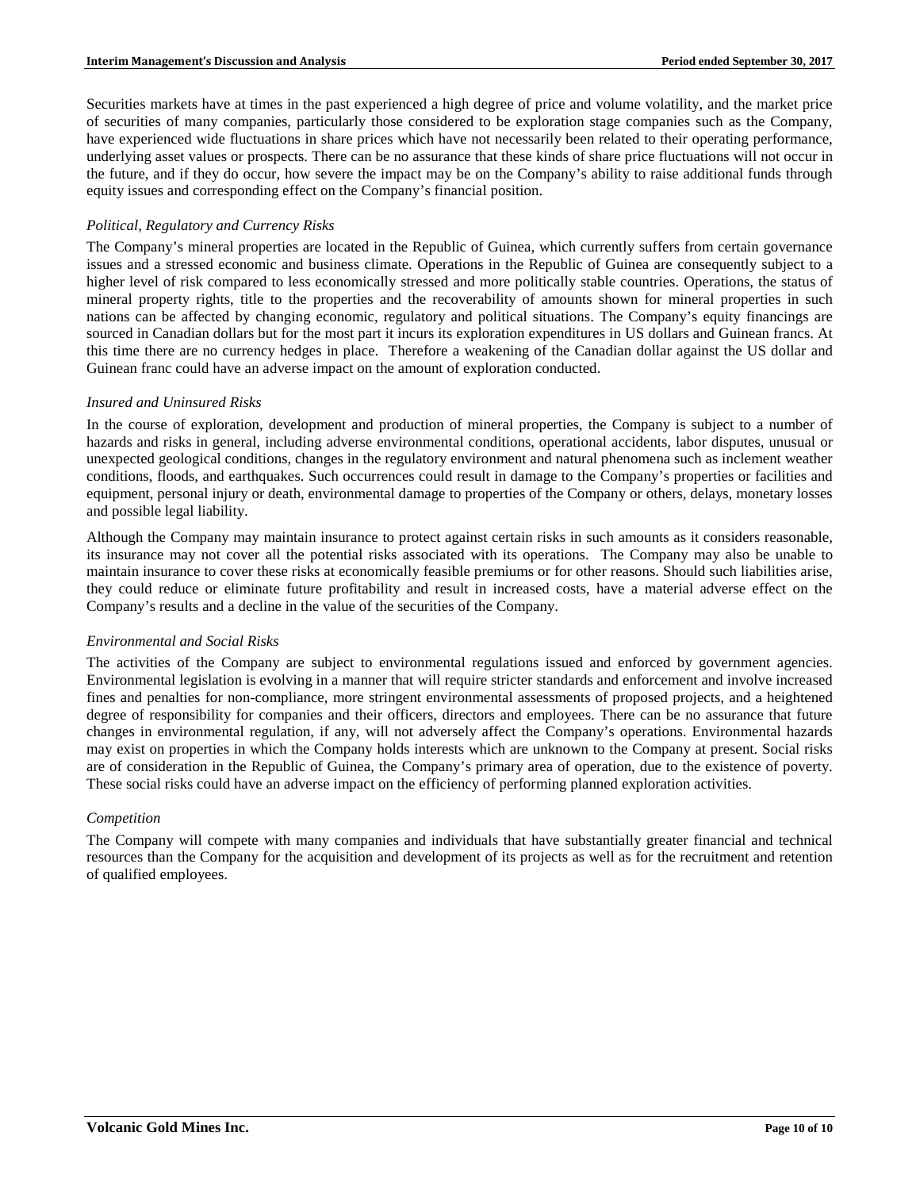Securities markets have at times in the past experienced a high degree of price and volume volatility, and the market price of securities of many companies, particularly those considered to be exploration stage companies such as the Company, have experienced wide fluctuations in share prices which have not necessarily been related to their operating performance, underlying asset values or prospects. There can be no assurance that these kinds of share price fluctuations will not occur in the future, and if they do occur, how severe the impact may be on the Company's ability to raise additional funds through equity issues and corresponding effect on the Company's financial position.

*Political, Regulatory and Currency Risks*

The Company's mineral properties are located in the Republic of Guinea, which currently suffers from certain governance issues and a stressed economic and business climate. Operations in the Republic of Guinea are consequently subject to a higher level of risk compared to less economically stressed and more politically stable countries. Operations, the status of mineral property rights, title to the properties and the recoverability of amounts shown for mineral properties in such nations can be affected by changing economic, regulatory and political situations. The Company's equity financings are sourced in Canadian dollars but for the most part it incurs its exploration expenditures in US dollars and Guinean francs. At this time there are no currency hedges in place. Therefore a weakening of the Canadian dollar against the US dollar and Guinean franc could have an adverse impact on the amount of exploration conducted.

*Insured and Uninsured Risks*

In the course of exploration, development and production of mineral properties, the Company is subject to a number of hazards and risks in general, including adverse environmental conditions, operational accidents, labor disputes, unusual or unexpected geological conditions, changes in the regulatory environment and natural phenomena such as inclement weather conditions, floods, and earthquakes. Such occurrences could result in damage to the Company's properties or facilities and equipment, personal injury or death, environmental damage to properties of the Company or others, delays, monetary losses and possible legal liability.

Although the Company may maintain insurance to protect against certain risks in such amounts as it considers reasonable, its insurance may not cover all the potential risks associated with its operations. The Company may also be unable to maintain insurance to cover these risks at economically feasible premiums or for other reasons. Should such liabilities arise, they could reduce or eliminate future profitability and result in increased costs, have a material adverse effect on the Company's results and a decline in the value of the securities of the Company.

*Environmental and Social Risks*

The activities of the Company are subject to environmental regulations issued and enforced by government agencies. Environmental legislation is evolving in a manner that will require stricter standards and enforcement and involve increased fines and penalties for non-compliance, more stringent environmental assessments of proposed projects, and a heightened degree of responsibility for companies and their officers, directors and employees. There can be no assurance that future changes in environmental regulation, if any, will not adversely affect the Company's operations. Environmental hazards may exist on properties in which the Company holds interests which are unknown to the Company at present. Social risks are of consideration in the Republic of Guinea, the Company's primary area of operation, due to the existence of poverty. These social risks could have an adverse impact on the efficiency of performing planned exploration activities.

*Competition*

The Company will compete with many companies and individuals that have substantially greater financial and technical resources than the Company for the acquisition and development of its projects as well as for the recruitment and retention of qualified employees.